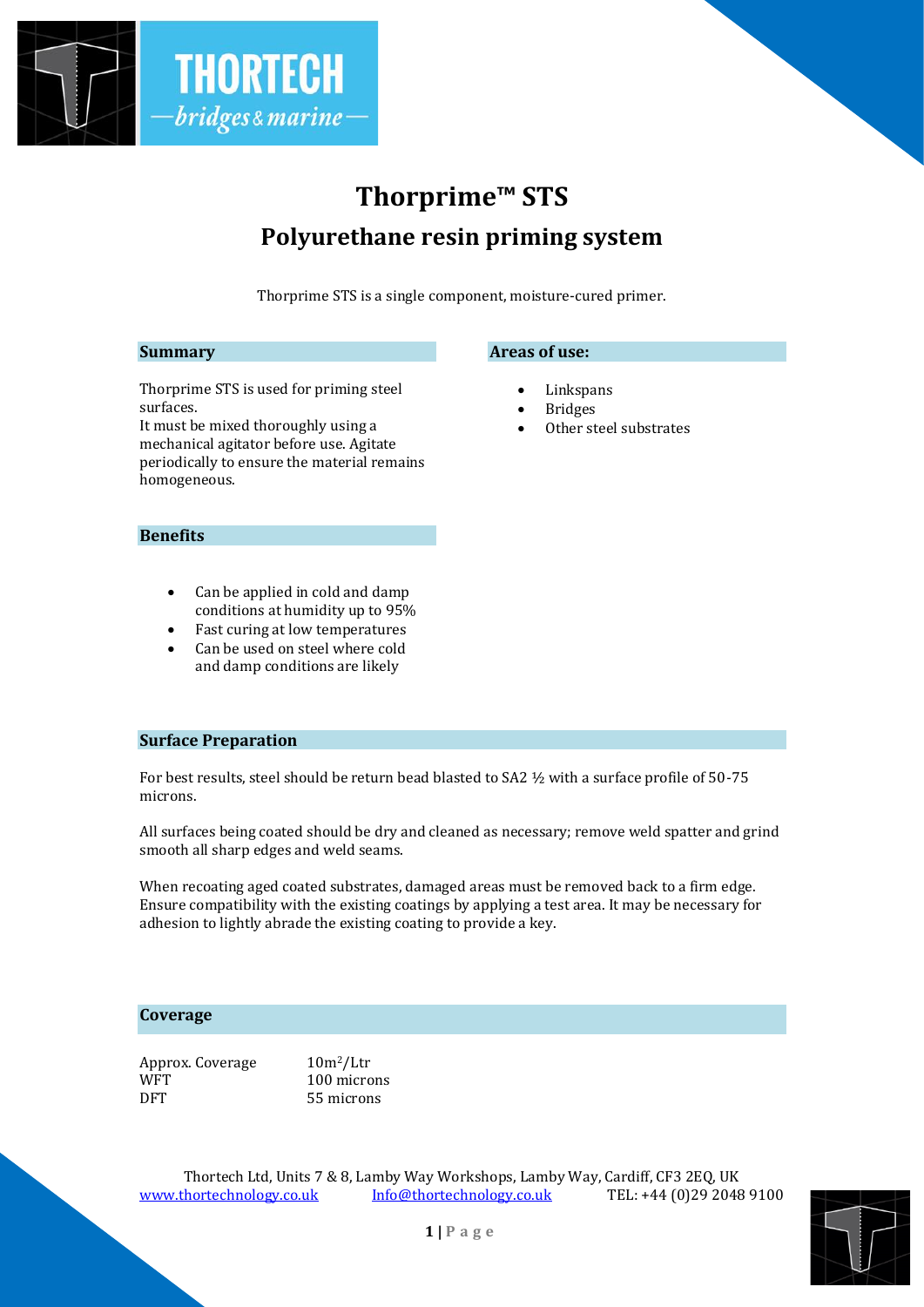# Thorprime™ STS

## Polyurethane resin priming system

Thorprime STS is a single component, moisture-cured primer.

### Summary

Thorprime STS is used for priming steel surfaces.
It must be mixed thoroughly using a mechanical agitator before use. Agitate periodically to ensure the material remains homogeneous.

### Areas of use:

- Linkspans
- Bridges
- Other steel substrates

### Benefits

- Can be applied in cold and damp conditions at humidity up to 95%
- Fast curing at low temperatures
- Can be used on steel where cold and damp conditions are likely

### Surface Preparation

For best results, steel should be return bead blasted to SA2 ½ with a surface profile of 50-75 microns.

All surfaces being coated should be dry and cleaned as necessary; remove weld spatter and grind smooth all sharp edges and weld seams.

When recoating aged coated substrates, damaged areas must be removed back to a firm edge. Ensure compatibility with the existing coatings by applying a test area. It may be necessary for adhesion to lightly abrade the existing coating to provide a key.

### Coverage

| | |
|---|---|
| Approx. Coverage | $10m^2$/Ltr |
| WFT | 100 microns |
| DFT | 55 microns |

Thortech Ltd, Units 7 & 8, Lamby Way Workshops, Lamby Way, Cardiff, CF3 2EQ, UK
www.thortechnology.co.uk Info@thortechnology.co.uk TEL: +44 (0)29 2048 9100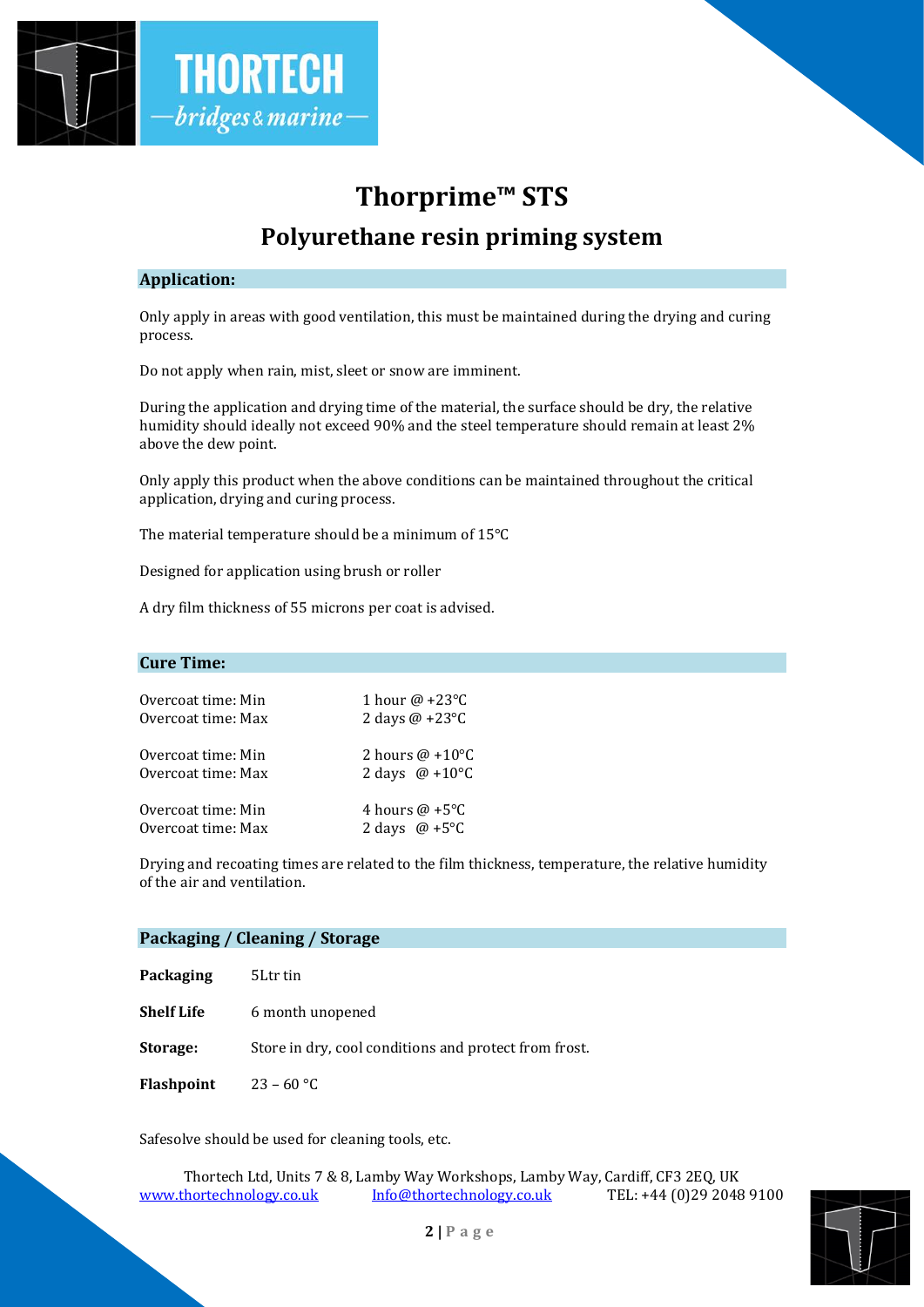# Thorprime™ STS

## Polyurethane resin priming system

### Application:

Only apply in areas with good ventilation, this must be maintained during the drying and curing process.

Do not apply when rain, mist, sleet or snow are imminent.

During the application and drying time of the material, the surface should be dry, the relative humidity should ideally not exceed 90% and the steel temperature should remain at least 2% above the dew point.

Only apply this product when the above conditions can be maintained throughout the critical application, drying and curing process.

The material temperature should be a minimum of 15°C

Designed for application using brush or roller

A dry film thickness of 55 microns per coat is advised.

### Cure Time:

| | |
|---|---|
| Overcoat time: Min | 1 hour @ +23°C |
| Overcoat time: Max | 2 days @ +23°C |
| Overcoat time: Min | 2 hours @ +10°C |
| Overcoat time: Max | 2 days @ +10°C |
| Overcoat time: Min | 4 hours @ +5°C |
| Overcoat time: Max | 2 days @ +5°C |

Drying and recoating times are related to the film thickness, temperature, the relative humidity of the air and ventilation.

### Packaging / Cleaning / Storage

| | |
|---|---|
| **Packaging** | 5Ltr tin |
| **Shelf Life** | 6 month unopened |
| **Storage:** | Store in dry, cool conditions and protect from frost. |
| **Flashpoint** | 23 – 60 °C |

Safesolve should be used for cleaning tools, etc.

Thortech Ltd, Units 7 & 8, Lamby Way Workshops, Lamby Way, Cardiff, CF3 2EQ, UK
www.thortechnology.co.uk Info@thortechnology.co.uk TEL: +44 (0)29 2048 9100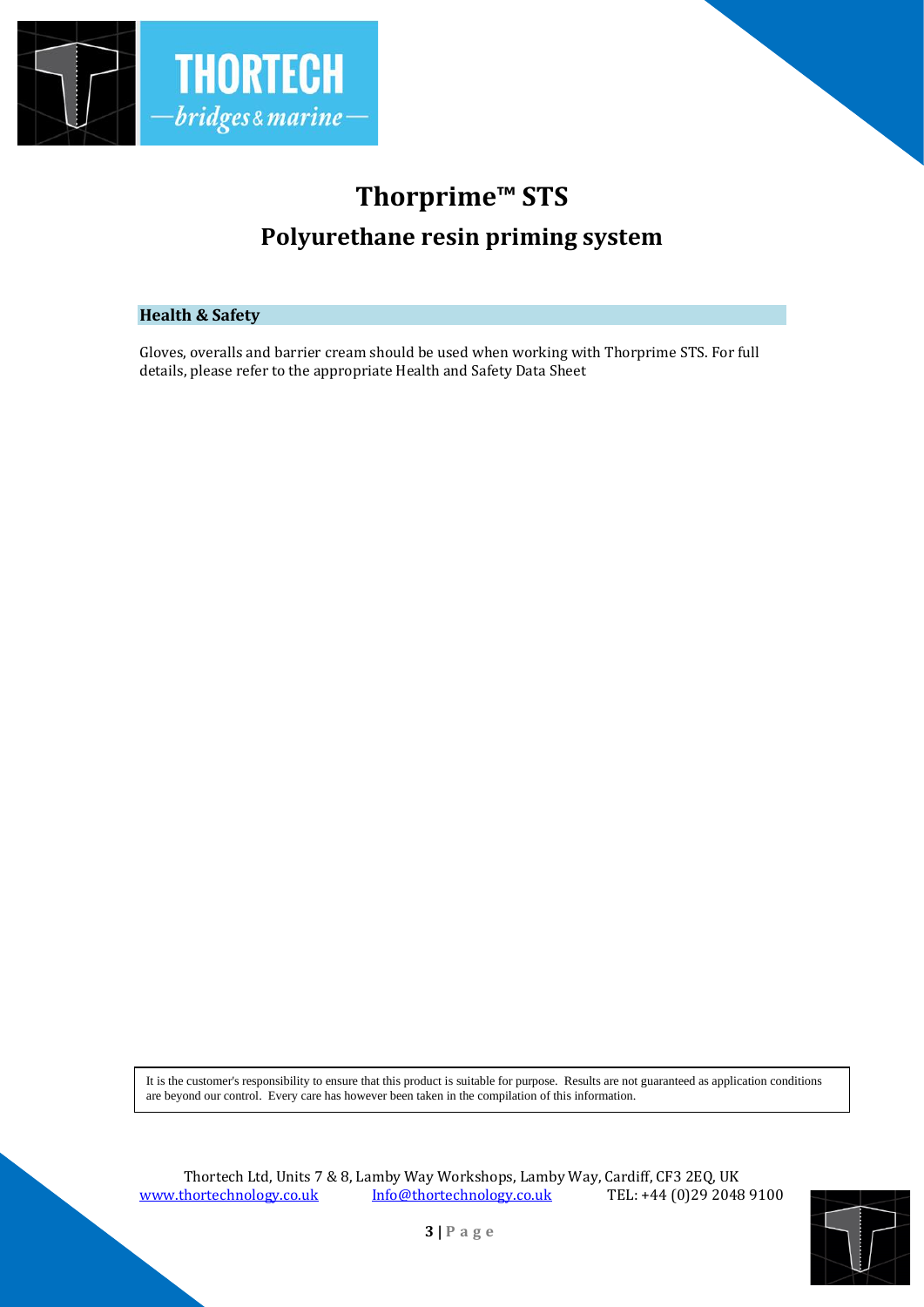# Thorprime™ STS

## Polyurethane resin priming system

### Health & Safety

Gloves, overalls and barrier cream should be used when working with Thorprime STS. For full details, please refer to the appropriate Health and Safety Data Sheet

It is the customer's responsibility to ensure that this product is suitable for purpose. Results are not guaranteed as application conditions are beyond our control. Every care has however been taken in the compilation of this information.

Thortech Ltd, Units 7 & 8, Lamby Way Workshops, Lamby Way, Cardiff, CF3 2EQ, UK
www.thortechnology.co.uk Info@thortechnology.co.uk TEL: +44 (0)29 2048 9100